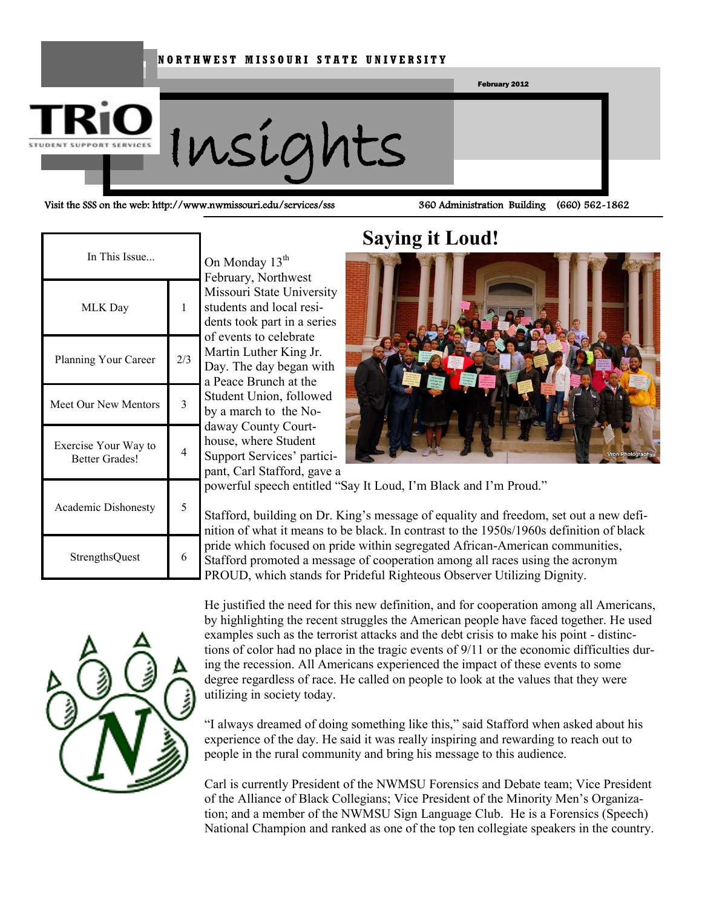NORTHWEST MISSOURI STATE UNIVERSITY

February 2012

TRiO STUDENT SUPPORT SERVICES

# Insights

Visit the SSS on the web: http://www.nwmissouri.edu/services/sss

360 Administration Building (660) 562-1862

| In This Issue... | |
|---|---|
| MLK Day | 1 |
| Planning Your Career | 2/3 |
| Meet Our New Mentors | 3 |
| Exercise Your Way to Better Grades! | 4 |
| Academic Dishonesty | 5 |
| StrengthsQuest | 6 |

## Saying it Loud!

On Monday 13th February, Northwest Missouri State University students and local residents took part in a series of events to celebrate Martin Luther King Jr. Day. The day began with a Peace Brunch at the Student Union, followed by a march to the Nodaway County Courthouse, where Student Support Services' participant, Carl Stafford, gave a powerful speech entitled "Say It Loud, I'm Black and I'm Proud."

Vron Photography

Stafford, building on Dr. King's message of equality and freedom, set out a new definition of what it means to be black. In contrast to the 1950s/1960s definition of black pride which focused on pride within segregated African-American communities, Stafford promoted a message of cooperation among all races using the acronym PROUD, which stands for Prideful Righteous Observer Utilizing Dignity.

He justified the need for this new definition, and for cooperation among all Americans, by highlighting the recent struggles the American people have faced together. He used examples such as the terrorist attacks and the debt crisis to make his point - distinctions of color had no place in the tragic events of 9/11 or the economic difficulties during the recession. All Americans experienced the impact of these events to some degree regardless of race. He called on people to look at the values that they were utilizing in society today.

"I always dreamed of doing something like this," said Stafford when asked about his experience of the day. He said it was really inspiring and rewarding to reach out to people in the rural community and bring his message to this audience.

Carl is currently President of the NWMSU Forensics and Debate team; Vice President of the Alliance of Black Collegians; Vice President of the Minority Men's Organization; and a member of the NWMSU Sign Language Club. He is a Forensics (Speech) National Champion and ranked as one of the top ten collegiate speakers in the country.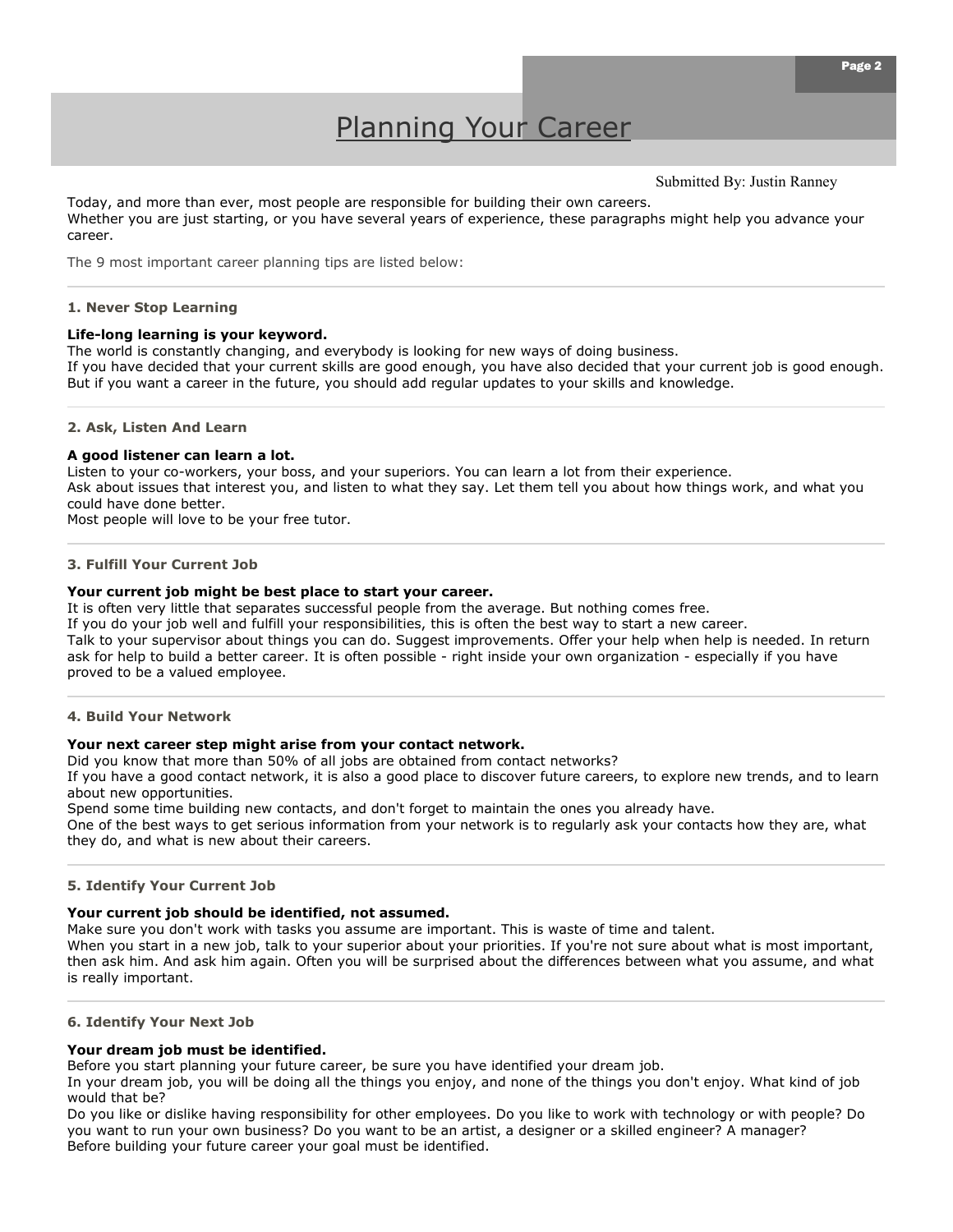# Planning Your Career

Submitted By: Justin Ranney

Today, and more than ever, most people are responsible for building their own careers.
Whether you are just starting, or you have several years of experience, these paragraphs might help you advance your career.

The 9 most important career planning tips are listed below:

---

### 1. Never Stop Learning

**Life-long learning is your keyword.**
The world is constantly changing, and everybody is looking for new ways of doing business.
If you have decided that your current skills are good enough, you have also decided that your current job is good enough.
But if you want a career in the future, you should add regular updates to your skills and knowledge.

---

### 2. Ask, Listen And Learn

**A good listener can learn a lot.**
Listen to your co-workers, your boss, and your superiors. You can learn a lot from their experience.
Ask about issues that interest you, and listen to what they say. Let them tell you about how things work, and what you could have done better.
Most people will love to be your free tutor.

---

### 3. Fulfill Your Current Job

**Your current job might be best place to start your career.**
It is often very little that separates successful people from the average. But nothing comes free.
If you do your job well and fulfill your responsibilities, this is often the best way to start a new career.
Talk to your supervisor about things you can do. Suggest improvements. Offer your help when help is needed. In return ask for help to build a better career. It is often possible - right inside your own organization - especially if you have proved to be a valued employee.

---

### 4. Build Your Network

**Your next career step might arise from your contact network.**
Did you know that more than 50% of all jobs are obtained from contact networks?
If you have a good contact network, it is also a good place to discover future careers, to explore new trends, and to learn about new opportunities.
Spend some time building new contacts, and don't forget to maintain the ones you already have.
One of the best ways to get serious information from your network is to regularly ask your contacts how they are, what they do, and what is new about their careers.

---

### 5. Identify Your Current Job

**Your current job should be identified, not assumed.**
Make sure you don't work with tasks you assume are important. This is waste of time and talent.
When you start in a new job, talk to your superior about your priorities. If you're not sure about what is most important, then ask him. And ask him again. Often you will be surprised about the differences between what you assume, and what is really important.

---

### 6. Identify Your Next Job

**Your dream job must be identified.**
Before you start planning your future career, be sure you have identified your dream job.
In your dream job, you will be doing all the things you enjoy, and none of the things you don't enjoy. What kind of job would that be?
Do you like or dislike having responsibility for other employees. Do you like to work with technology or with people? Do you want to run your own business? Do you want to be an artist, a designer or a skilled engineer? A manager?
Before building your future career your goal must be identified.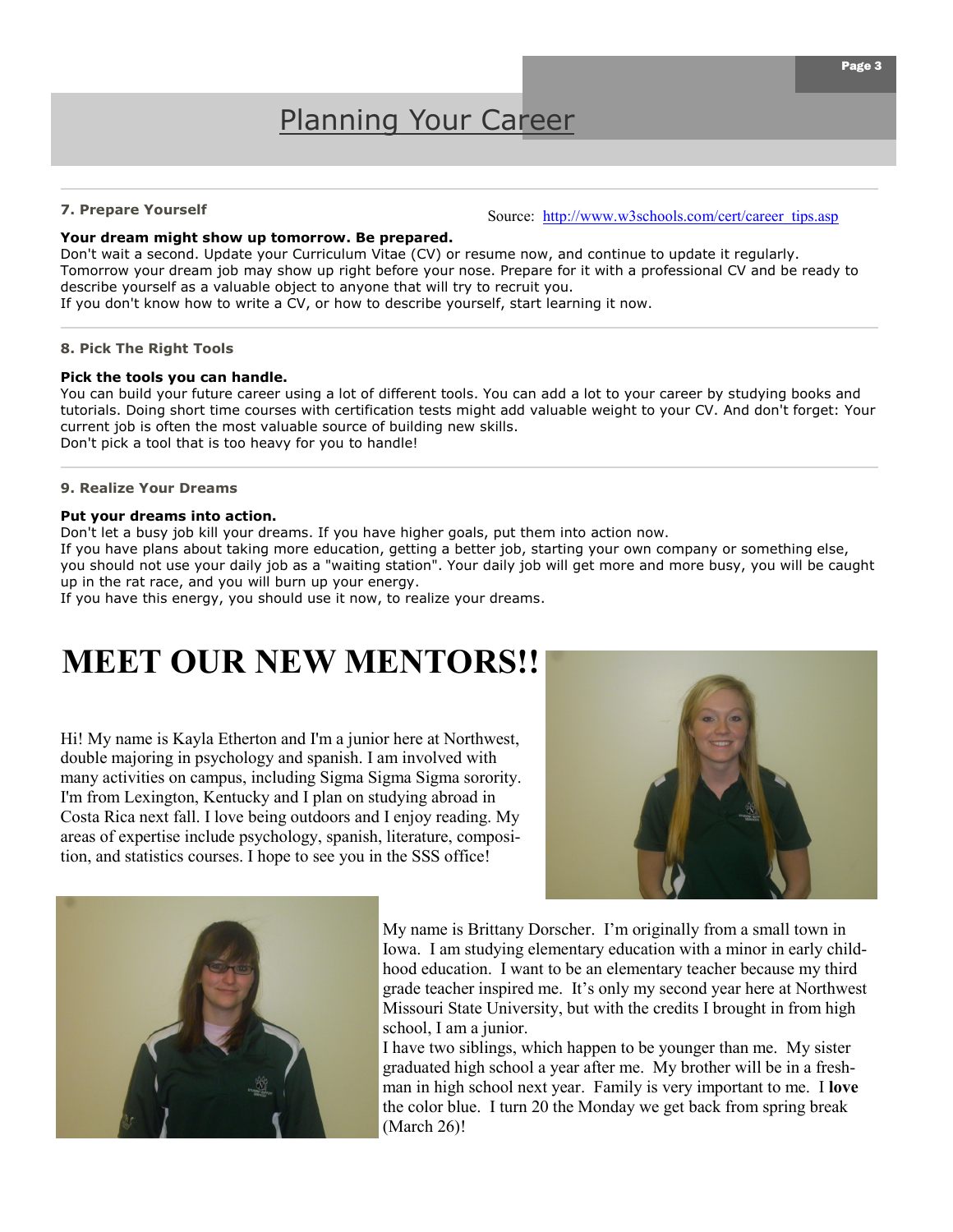# Planning Your Career

### 7. Prepare Yourself

Source: http://www.w3schools.com/cert/career_tips.asp

**Your dream might show up tomorrow. Be prepared.**

Don't wait a second. Update your Curriculum Vitae (CV) or resume now, and continue to update it regularly. Tomorrow your dream job may show up right before your nose. Prepare for it with a professional CV and be ready to describe yourself as a valuable object to anyone that will try to recruit you.

If you don't know how to write a CV, or how to describe yourself, start learning it now.

### 8. Pick The Right Tools

**Pick the tools you can handle.**

You can build your future career using a lot of different tools. You can add a lot to your career by studying books and tutorials. Doing short time courses with certification tests might add valuable weight to your CV. And don't forget: Your current job is often the most valuable source of building new skills.

Don't pick a tool that is too heavy for you to handle!

### 9. Realize Your Dreams

**Put your dreams into action.**

Don't let a busy job kill your dreams. If you have higher goals, put them into action now.

If you have plans about taking more education, getting a better job, starting your own company or something else, you should not use your daily job as a "waiting station". Your daily job will get more and more busy, you will be caught up in the rat race, and you will burn up your energy.

If you have this energy, you should use it now, to realize your dreams.

# MEET OUR NEW MENTORS!!

Hi! My name is Kayla Etherton and I'm a junior here at Northwest, double majoring in psychology and spanish. I am involved with many activities on campus, including Sigma Sigma Sigma sorority. I'm from Lexington, Kentucky and I plan on studying abroad in Costa Rica next fall. I love being outdoors and I enjoy reading. My areas of expertise include psychology, spanish, literature, composition, and statistics courses. I hope to see you in the SSS office!

My name is Brittany Dorscher. I'm originally from a small town in Iowa. I am studying elementary education with a minor in early childhood education. I want to be an elementary teacher because my third grade teacher inspired me. It's only my second year here at Northwest Missouri State University, but with the credits I brought in from high school, I am a junior.

I have two siblings, which happen to be younger than me. My sister graduated high school a year after me. My brother will be in a freshman in high school next year. Family is very important to me. I **love** the color blue. I turn 20 the Monday we get back from spring break (March 26)!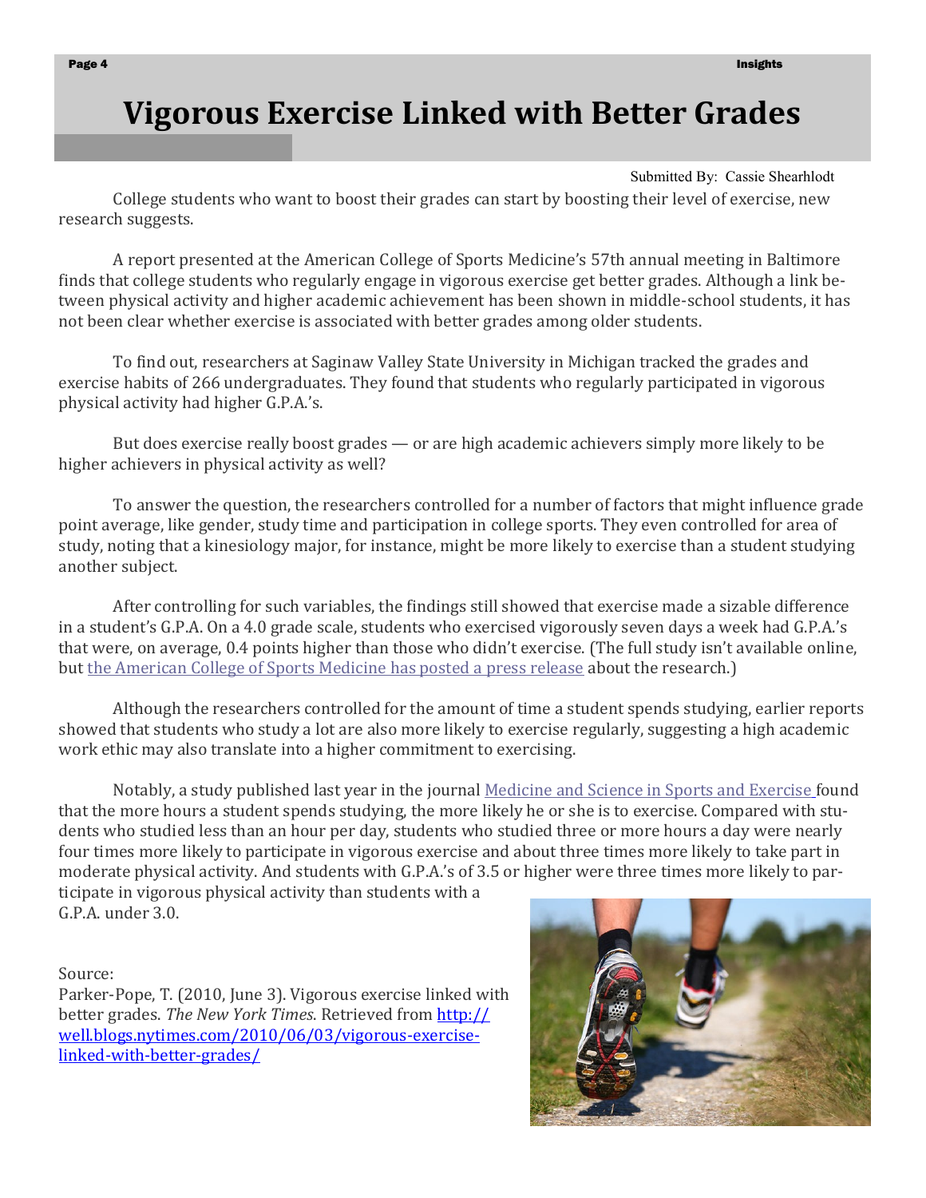# Vigorous Exercise Linked with Better Grades

Submitted By: Cassie Shearhlodt

College students who want to boost their grades can start by boosting their level of exercise, new research suggests.

A report presented at the American College of Sports Medicine's 57th annual meeting in Baltimore finds that college students who regularly engage in vigorous exercise get better grades. Although a link between physical activity and higher academic achievement has been shown in middle-school students, it has not been clear whether exercise is associated with better grades among older students.

To find out, researchers at Saginaw Valley State University in Michigan tracked the grades and exercise habits of 266 undergraduates. They found that students who regularly participated in vigorous physical activity had higher G.P.A.'s.

But does exercise really boost grades — or are high academic achievers simply more likely to be higher achievers in physical activity as well?

To answer the question, the researchers controlled for a number of factors that might influence grade point average, like gender, study time and participation in college sports. They even controlled for area of study, noting that a kinesiology major, for instance, might be more likely to exercise than a student studying another subject.

After controlling for such variables, the findings still showed that exercise made a sizable difference in a student's G.P.A. On a 4.0 grade scale, students who exercised vigorously seven days a week had G.P.A.'s that were, on average, 0.4 points higher than those who didn't exercise. (The full study isn't available online, but the American College of Sports Medicine has posted a press release about the research.)

Although the researchers controlled for the amount of time a student spends studying, earlier reports showed that students who study a lot are also more likely to exercise regularly, suggesting a high academic work ethic may also translate into a higher commitment to exercising.

Notably, a study published last year in the journal Medicine and Science in Sports and Exercise found that the more hours a student spends studying, the more likely he or she is to exercise. Compared with students who studied less than an hour per day, students who studied three or more hours a day were nearly four times more likely to participate in vigorous exercise and about three times more likely to take part in moderate physical activity. And students with G.P.A.'s of 3.5 or higher were three times more likely to participate in vigorous physical activity than students with a G.P.A. under 3.0.

Source:
Parker-Pope, T. (2010, June 3). Vigorous exercise linked with better grades. *The New York Times*. Retrieved from http://well.blogs.nytimes.com/2010/06/03/vigorous-exercise-linked-with-better-grades/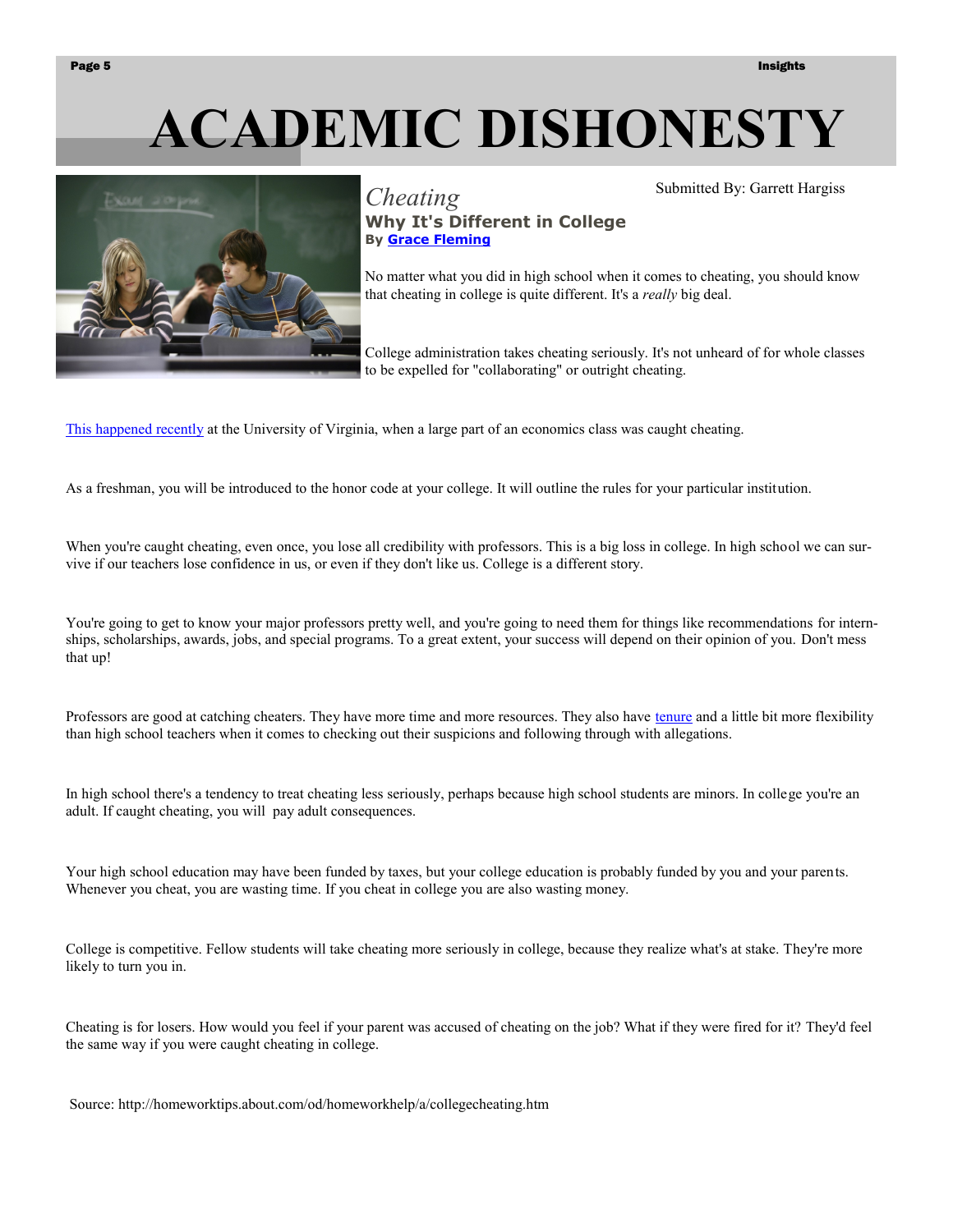# ACADEMIC DISHONESTY

Submitted By: Garrett Hargiss

## *Cheating*

### Why It's Different in College

**By Grace Fleming**

No matter what you did in high school when it comes to cheating, you should know that cheating in college is quite different. It's a *really* big deal.

College administration takes cheating seriously. It's not unheard of for whole classes to be expelled for "collaborating" or outright cheating.

This happened recently at the University of Virginia, when a large part of an economics class was caught cheating.

As a freshman, you will be introduced to the honor code at your college. It will outline the rules for your particular institution.

When you're caught cheating, even once, you lose all credibility with professors. This is a big loss in college. In high school we can survive if our teachers lose confidence in us, or even if they don't like us. College is a different story.

You're going to get to know your major professors pretty well, and you're going to need them for things like recommendations for internships, scholarships, awards, jobs, and special programs. To a great extent, your success will depend on their opinion of you. Don't mess that up!

Professors are good at catching cheaters. They have more time and more resources. They also have tenure and a little bit more flexibility than high school teachers when it comes to checking out their suspicions and following through with allegations.

In high school there's a tendency to treat cheating less seriously, perhaps because high school students are minors. In college you're an adult. If caught cheating, you will pay adult consequences.

Your high school education may have been funded by taxes, but your college education is probably funded by you and your parents. Whenever you cheat, you are wasting time. If you cheat in college you are also wasting money.

College is competitive. Fellow students will take cheating more seriously in college, because they realize what's at stake. They're more likely to turn you in.

Cheating is for losers. How would you feel if your parent was accused of cheating on the job? What if they were fired for it? They'd feel the same way if you were caught cheating in college.

Source: http://homeworktips.about.com/od/homeworkhelp/a/collegecheating.htm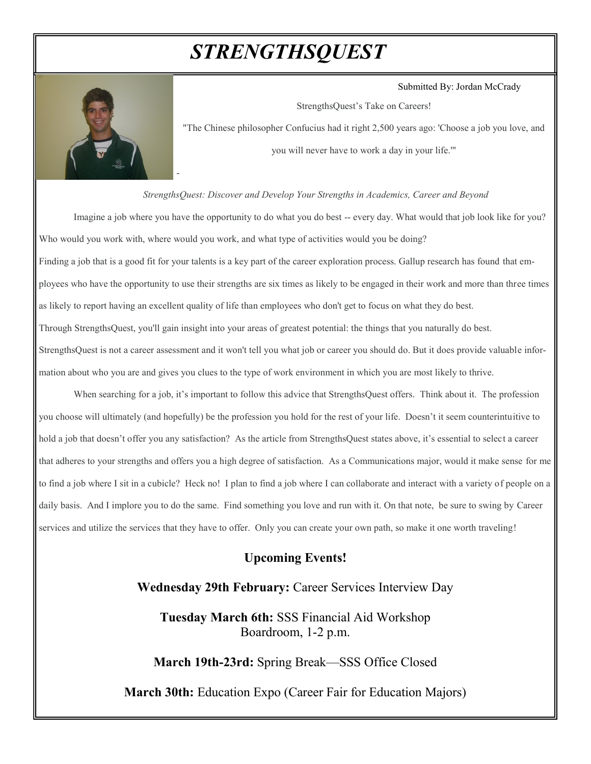# *STRENGTHSQUEST*

Submitted By: Jordan McCrady

StrengthsQuest's Take on Careers!

"The Chinese philosopher Confucius had it right 2,500 years ago: 'Choose a job you love, and you will never have to work a day in your life.'"

-

*StrengthsQuest: Discover and Develop Your Strengths in Academics, Career and Beyond*

Imagine a job where you have the opportunity to do what you do best -- every day. What would that job look like for you? Who would you work with, where would you work, and what type of activities would you be doing?

Finding a job that is a good fit for your talents is a key part of the career exploration process. Gallup research has found that employees who have the opportunity to use their strengths are six times as likely to be engaged in their work and more than three times as likely to report having an excellent quality of life than employees who don't get to focus on what they do best.

Through StrengthsQuest, you'll gain insight into your areas of greatest potential: the things that you naturally do best. StrengthsQuest is not a career assessment and it won't tell you what job or career you should do. But it does provide valuable information about who you are and gives you clues to the type of work environment in which you are most likely to thrive.

When searching for a job, it's important to follow this advice that StrengthsQuest offers. Think about it. The profession you choose will ultimately (and hopefully) be the profession you hold for the rest of your life. Doesn't it seem counterintuitive to hold a job that doesn't offer you any satisfaction? As the article from StrengthsQuest states above, it's essential to select a career that adheres to your strengths and offers you a high degree of satisfaction. As a Communications major, would it make sense for me to find a job where I sit in a cubicle? Heck no! I plan to find a job where I can collaborate and interact with a variety of people on a daily basis. And I implore you to do the same. Find something you love and run with it. On that note, be sure to swing by Career services and utilize the services that they have to offer. Only you can create your own path, so make it one worth traveling!

## Upcoming Events!

**Wednesday 29th February:** Career Services Interview Day

**Tuesday March 6th:** SSS Financial Aid Workshop
Boardroom, 1-2 p.m.

**March 19th-23rd:** Spring Break—SSS Office Closed

**March 30th:** Education Expo (Career Fair for Education Majors)